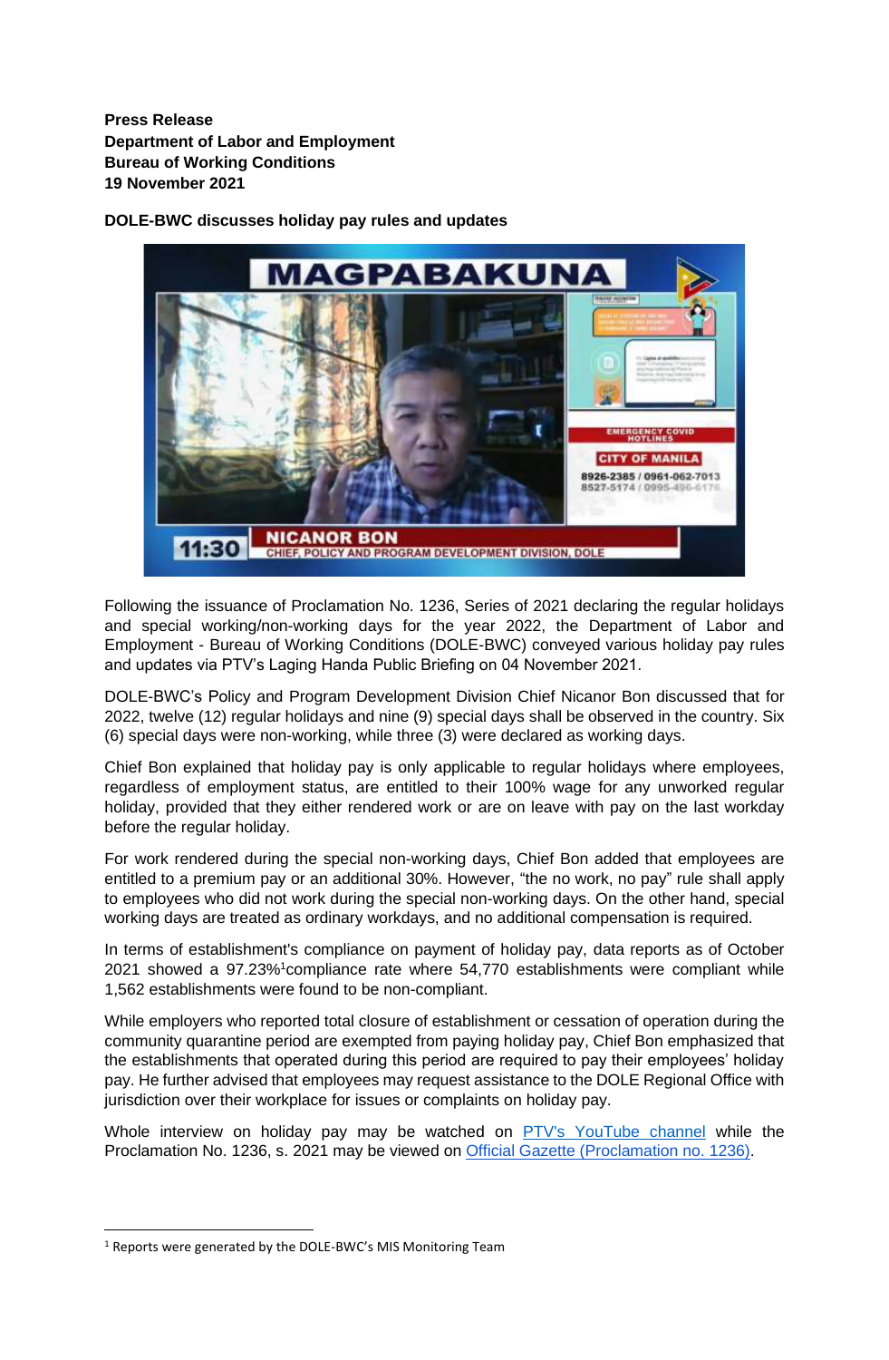**Press Release**
**Department of Labor and Employment**
**Bureau of Working Conditions**
**19 November 2021**

**DOLE-BWC discusses holiday pay rules and updates**

Following the issuance of Proclamation No. 1236, Series of 2021 declaring the regular holidays and special working/non-working days for the year 2022, the Department of Labor and Employment - Bureau of Working Conditions (DOLE-BWC) conveyed various holiday pay rules and updates via PTV's Laging Handa Public Briefing on 04 November 2021.

DOLE-BWC's Policy and Program Development Division Chief Nicanor Bon discussed that for 2022, twelve (12) regular holidays and nine (9) special days shall be observed in the country. Six (6) special days were non-working, while three (3) were declared as working days.

Chief Bon explained that holiday pay is only applicable to regular holidays where employees, regardless of employment status, are entitled to their 100% wage for any unworked regular holiday, provided that they either rendered work or are on leave with pay on the last workday before the regular holiday.

For work rendered during the special non-working days, Chief Bon added that employees are entitled to a premium pay or an additional 30%. However, "the no work, no pay" rule shall apply to employees who did not work during the special non-working days. On the other hand, special working days are treated as ordinary workdays, and no additional compensation is required.

In terms of establishment's compliance on payment of holiday pay, data reports as of October 2021 showed a 97.23%[1]compliance rate where 54,770 establishments were compliant while 1,562 establishments were found to be non-compliant.

While employers who reported total closure of establishment or cessation of operation during the community quarantine period are exempted from paying holiday pay, Chief Bon emphasized that the establishments that operated during this period are required to pay their employees' holiday pay. He further advised that employees may request assistance to the DOLE Regional Office with jurisdiction over their workplace for issues or complaints on holiday pay.

Whole interview on holiday pay may be watched on PTV's YouTube channel while the Proclamation No. 1236, s. 2021 may be viewed on Official Gazette (Proclamation no. 1236).

---

[1] Reports were generated by the DOLE-BWC's MIS Monitoring Team